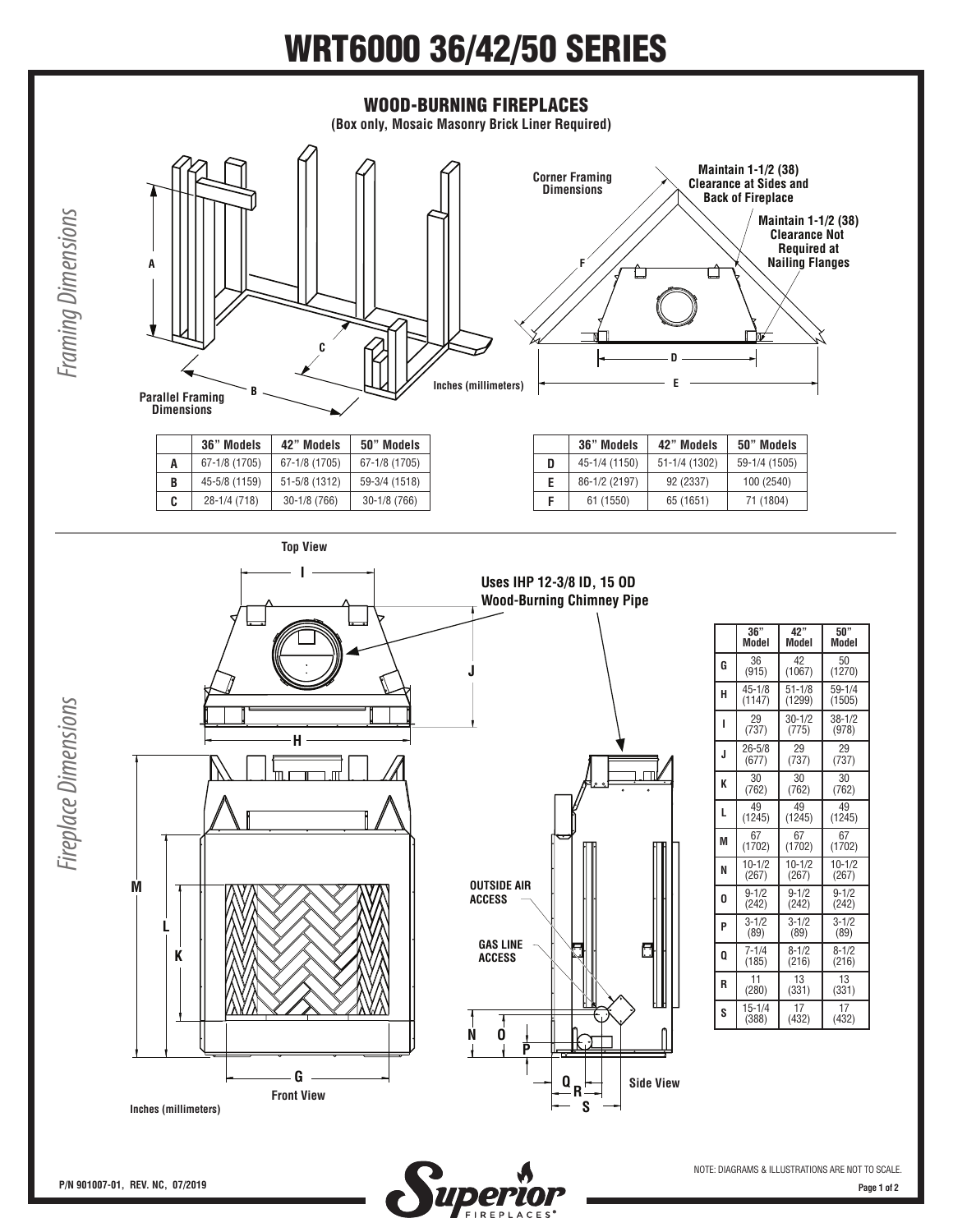# WRT6000 36/42/50 SERIES

*Framing Dimensions*

## WOOD-BURNING FIREPLACES

**(Box only, Mosaic Masonry Brick Liner Required)**

Parallel Framing Dimensions

Corner Framing Dimensions

Maintain 1-1/2 (38) Clearance at Sides and Back of Fireplace

Maintain 1-1/2 (38) Clearance Not Required at Nailing Flanges

Inches (millimeters)

| | 36" Models | 42" Models | 50" Models |
|---|---|---|---|
| A | 67-1/8 (1705) | 67-1/8 (1705) | 67-1/8 (1705) |
| B | 45-5/8 (1159) | 51-5/8 (1312) | 59-3/4 (1518) |
| C | 28-1/4 (718) | 30-1/8 (766) | 30-1/8 (766) |

| | 36" Models | 42" Models | 50" Models |
|---|---|---|---|
| D | 45-1/4 (1150) | 51-1/4 (1302) | 59-1/4 (1505) |
| E | 86-1/2 (2197) | 92 (2337) | 100 (2540) |
| F | 61 (1550) | 65 (1651) | 71 (1804) |

*Fireplace Dimensions*

Top View

Uses IHP 12-3/8 ID, 15 OD Wood-Burning Chimney Pipe

OUTSIDE AIR ACCESS

GAS LINE ACCESS

Front View

Side View

Inches (millimeters)

| | 36" Model | 42" Model | 50" Model |
|---|---|---|---|
| G | 36 (915) | 42 (1067) | 50 (1270) |
| H | 45-1/8 (1147) | 51-1/8 (1299) | 59-1/4 (1505) |
| I | 29 (737) | 30-1/2 (775) | 38-1/2 (978) |
| J | 26-5/8 (677) | 29 (737) | 29 (737) |
| K | 30 (762) | 30 (762) | 30 (762) |
| L | 49 (1245) | 49 (1245) | 49 (1245) |
| M | 67 (1702) | 67 (1702) | 67 (1702) |
| N | 10-1/2 (267) | 10-1/2 (267) | 10-1/2 (267) |
| O | 9-1/2 (242) | 9-1/2 (242) | 9-1/2 (242) |
| P | 3-1/2 (89) | 3-1/2 (89) | 3-1/2 (89) |
| Q | 7-1/4 (185) | 8-1/2 (216) | 8-1/2 (216) |
| R | 11 (280) | 13 (331) | 13 (331) |
| S | 15-1/4 (388) | 17 (432) | 17 (432) |

P/N 901007-01, REV. NC, 07/2019

NOTE: DIAGRAMS & ILLUSTRATIONS ARE NOT TO SCALE.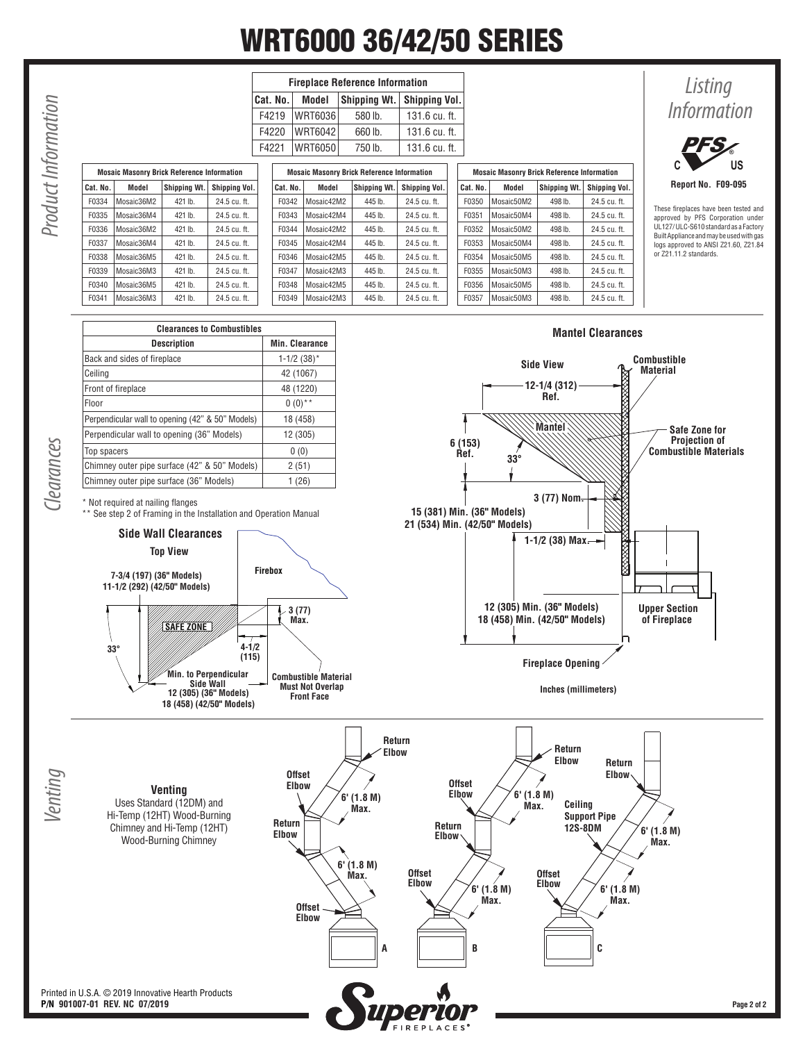# WRT6000 36/42/50 SERIES

## Product Information

| Fireplace Reference Information | | | |
|---|---|---|---|
| Cat. No. | Model | Shipping Wt. | Shipping Vol. |
| F4219 | WRT6036 | 580 lb. | 131.6 cu. ft. |
| F4220 | WRT6042 | 660 lb. | 131.6 cu. ft. |
| F4221 | WRT6050 | 750 lb. | 131.6 cu. ft. |

| Mosaic Masonry Brick Reference Information | | | |
|---|---|---|---|
| Cat. No. | Model | Shipping Wt. | Shipping Vol. |
| F0334 | Mosaic36M2 | 421 lb. | 24.5 cu. ft. |
| F0335 | Mosaic36M4 | 421 lb. | 24.5 cu. ft. |
| F0336 | Mosaic36M2 | 421 lb. | 24.5 cu. ft. |
| F0337 | Mosaic36M4 | 421 lb. | 24.5 cu. ft. |
| F0338 | Mosaic36M5 | 421 lb. | 24.5 cu. ft. |
| F0339 | Mosaic36M3 | 421 lb. | 24.5 cu. ft. |
| F0340 | Mosaic36M5 | 421 lb. | 24.5 cu. ft. |
| F0341 | Mosaic36M3 | 421 lb. | 24.5 cu. ft. |

| Mosaic Masonry Brick Reference Information | | | |
|---|---|---|---|
| Cat. No. | Model | Shipping Wt. | Shipping Vol. |
| F0342 | Mosaic42M2 | 445 lb. | 24.5 cu. ft. |
| F0343 | Mosaic42M4 | 445 lb. | 24.5 cu. ft. |
| F0344 | Mosaic42M2 | 445 lb. | 24.5 cu. ft. |
| F0345 | Mosaic42M4 | 445 lb. | 24.5 cu. ft. |
| F0346 | Mosaic42M5 | 445 lb. | 24.5 cu. ft. |
| F0347 | Mosaic42M3 | 445 lb. | 24.5 cu. ft. |
| F0348 | Mosaic42M5 | 445 lb. | 24.5 cu. ft. |
| F0349 | Mosaic42M3 | 445 lb. | 24.5 cu. ft. |

| Mosaic Masonry Brick Reference Information | | | |
|---|---|---|---|
| Cat. No. | Model | Shipping Wt. | Shipping Vol. |
| F0350 | Mosaic50M2 | 498 lb. | 24.5 cu. ft. |
| F0351 | Mosaic50M4 | 498 lb. | 24.5 cu. ft. |
| F0352 | Mosaic50M2 | 498 lb. | 24.5 cu. ft. |
| F0353 | Mosaic50M4 | 498 lb. | 24.5 cu. ft. |
| F0354 | Mosaic50M5 | 498 lb. | 24.5 cu. ft. |
| F0355 | Mosaic50M3 | 498 lb. | 24.5 cu. ft. |
| F0356 | Mosaic50M5 | 498 lb. | 24.5 cu. ft. |
| F0357 | Mosaic50M3 | 498 lb. | 24.5 cu. ft. |

## Listing Information

PFS C US

**Report No. F09-095**

These fireplaces have been tested and approved by PFS Corporation under UL127/ULC-S610 standard as a Factory Built Appliance and may be used with gas logs approved to ANSI Z21.60, Z21.84 or Z21.11.2 standards.

## Clearances

| Clearances to Combustibles | |
|---|---|
| Description | Min. Clearance |
| Back and sides of fireplace | 1-1/2 (38)* |
| Ceiling | 42 (1067) |
| Front of fireplace | 48 (1220) |
| Floor | 0 (0)** |
| Perpendicular wall to opening (42" & 50" Models) | 18 (458) |
| Perpendicular wall to opening (36" Models) | 12 (305) |
| Top spacers | 0 (0) |
| Chimney outer pipe surface (42" & 50" Models) | 2 (51) |
| Chimney outer pipe surface (36" Models) | 1 (26) |

\* Not required at nailing flanges
** See step 2 of Framing in the Installation and Operation Manual

**Side Wall Clearances**

**Top View**

Firebox
7-3/4 (197) (36" Models)
11-1/2 (292) (42/50" Models)
SAFE ZONE
3 (77) Max.
4-1/2 (115)
33°
Min. to Perpendicular Side Wall
12 (305) (36" Models)
18 (458) (42/50" Models)
Combustible Material Must Not Overlap Front Face

**Mantel Clearances**

Side View
Combustible Material
12-1/4 (312) Ref.
Mantel
Safe Zone for Projection of Combustible Materials
6 (153) Ref.
33°
3 (77) Nom.
15 (381) Min. (36" Models)
21 (534) Min. (42/50" Models)
1-1/2 (38) Max.
12 (305) Min. (36" Models)
18 (458) Min. (42/50" Models)
Upper Section of Fireplace
Fireplace Opening

Inches (millimeters)

## Venting

**Venting**
Uses Standard (12DM) and Hi-Temp (12HT) Wood-Burning Chimney and Hi-Temp (12HT) Wood-Burning Chimney

Return Elbow
Offset Elbow
6' (1.8 M) Max.
Return Elbow
6' (1.8 M) Max.
Offset Elbow
A

Offset Elbow
6' (1.8 M) Max.
Return Elbow
Offset Elbow
6' (1.8 M) Max.
B

Return Elbow
Return Elbow
Ceiling Support Pipe 12S-8DM
6' (1.8 M) Max.
Offset Elbow
6' (1.8 M) Max.
C

Printed in U.S.A. © 2019 Innovative Hearth Products
**P/N 901007-01 REV. NC 07/2019**

Superior FIREPLACES